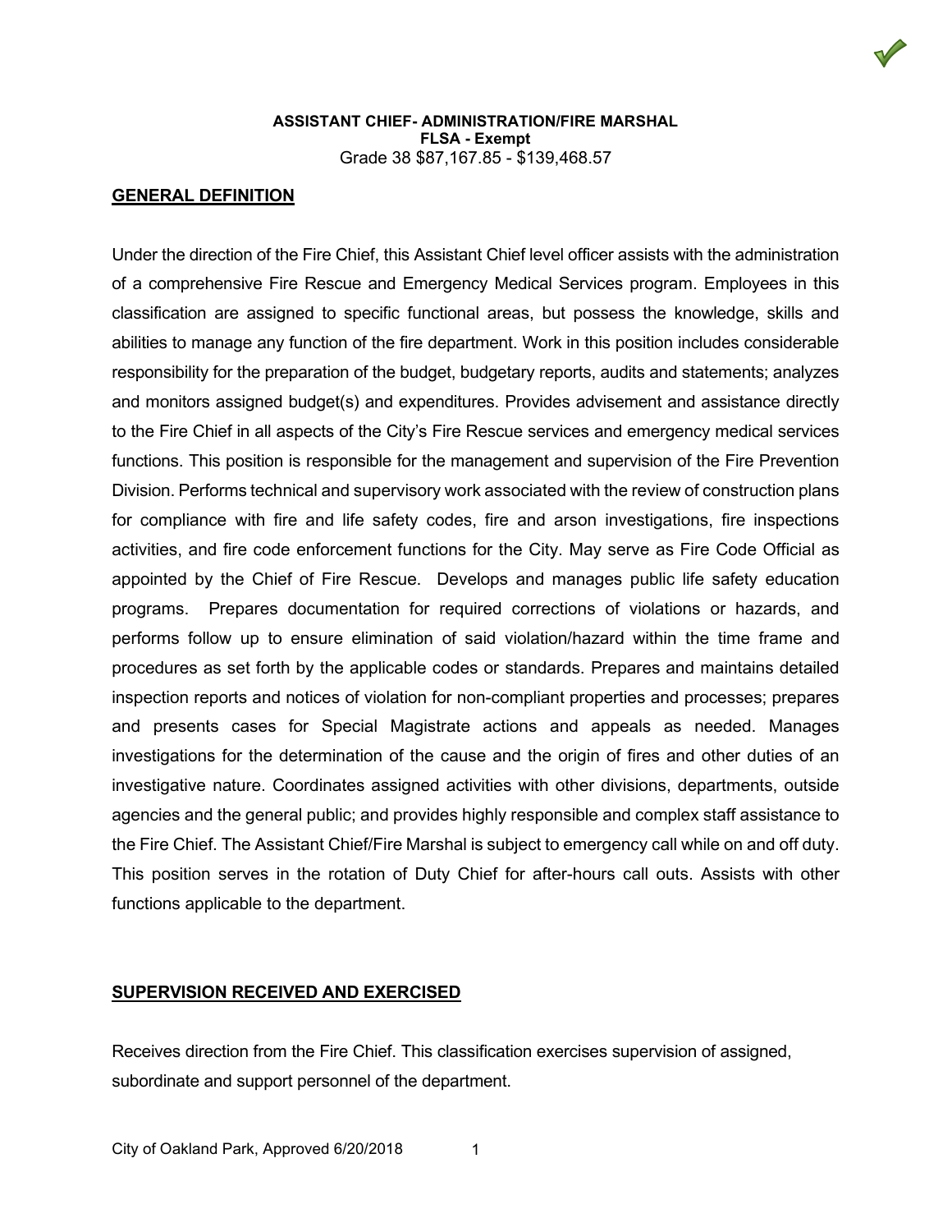**ASSISTANT CHIEF- ADMINISTRATION/FIRE MARSHAL**
**FLSA - Exempt**
Grade 38 $87,167.85 - $139,468.57

## GENERAL DEFINITION

Under the direction of the Fire Chief, this Assistant Chief level officer assists with the administration of a comprehensive Fire Rescue and Emergency Medical Services program. Employees in this classification are assigned to specific functional areas, but possess the knowledge, skills and abilities to manage any function of the fire department. Work in this position includes considerable responsibility for the preparation of the budget, budgetary reports, audits and statements; analyzes and monitors assigned budget(s) and expenditures. Provides advisement and assistance directly to the Fire Chief in all aspects of the City's Fire Rescue services and emergency medical services functions. This position is responsible for the management and supervision of the Fire Prevention Division. Performs technical and supervisory work associated with the review of construction plans for compliance with fire and life safety codes, fire and arson investigations, fire inspections activities, and fire code enforcement functions for the City. May serve as Fire Code Official as appointed by the Chief of Fire Rescue. Develops and manages public life safety education programs. Prepares documentation for required corrections of violations or hazards, and performs follow up to ensure elimination of said violation/hazard within the time frame and procedures as set forth by the applicable codes or standards. Prepares and maintains detailed inspection reports and notices of violation for non-compliant properties and processes; prepares and presents cases for Special Magistrate actions and appeals as needed. Manages investigations for the determination of the cause and the origin of fires and other duties of an investigative nature. Coordinates assigned activities with other divisions, departments, outside agencies and the general public; and provides highly responsible and complex staff assistance to the Fire Chief. The Assistant Chief/Fire Marshal is subject to emergency call while on and off duty. This position serves in the rotation of Duty Chief for after-hours call outs. Assists with other functions applicable to the department.

## SUPERVISION RECEIVED AND EXERCISED

Receives direction from the Fire Chief. This classification exercises supervision of assigned, subordinate and support personnel of the department.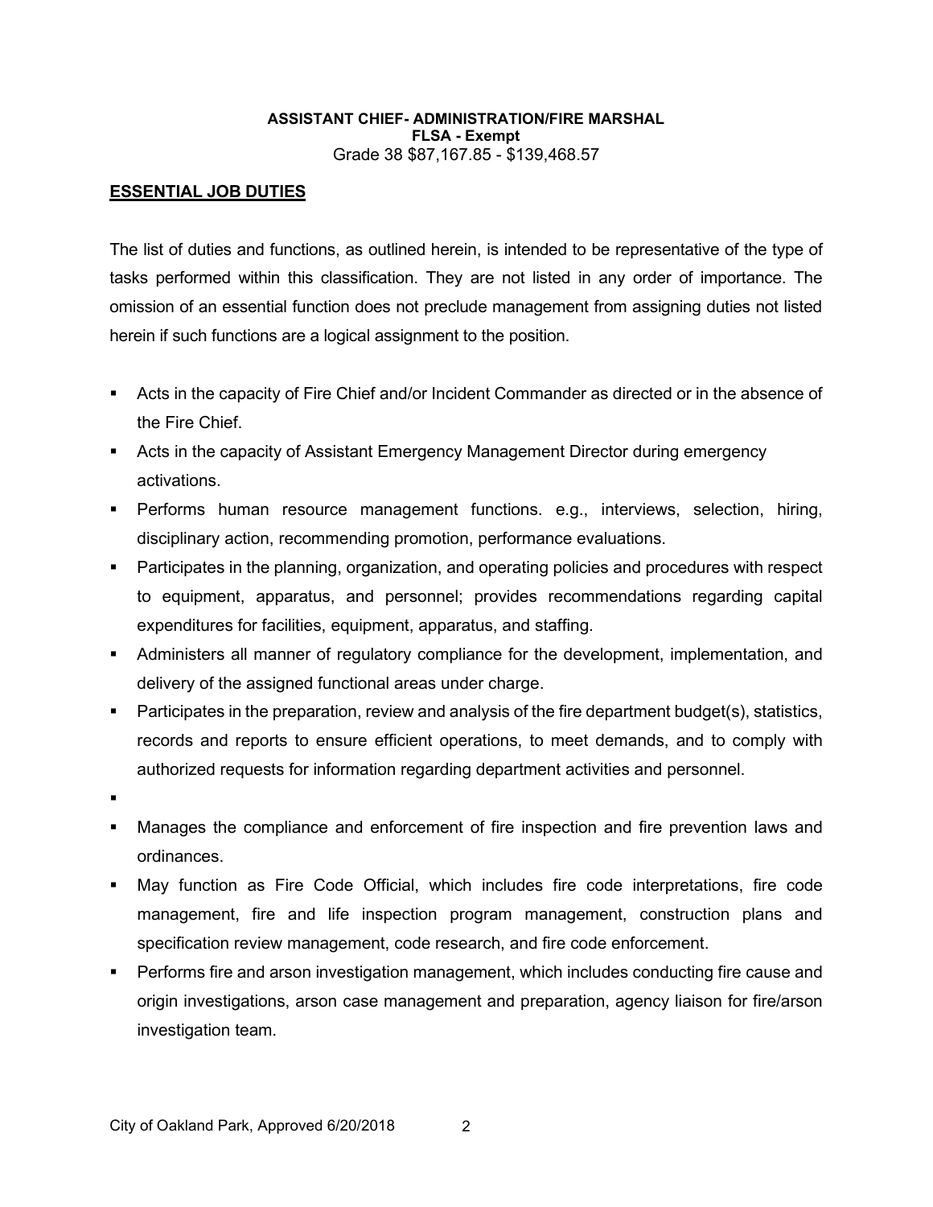**ASSISTANT CHIEF- ADMINISTRATION/FIRE MARSHAL**
**FLSA - Exempt**
Grade 38 $87,167.85 - $139,468.57

## ESSENTIAL JOB DUTIES

The list of duties and functions, as outlined herein, is intended to be representative of the type of tasks performed within this classification. They are not listed in any order of importance. The omission of an essential function does not preclude management from assigning duties not listed herein if such functions are a logical assignment to the position.

- Acts in the capacity of Fire Chief and/or Incident Commander as directed or in the absence of the Fire Chief.
- Acts in the capacity of Assistant Emergency Management Director during emergency activations.
- Performs human resource management functions. e.g., interviews, selection, hiring, disciplinary action, recommending promotion, performance evaluations.
- Participates in the planning, organization, and operating policies and procedures with respect to equipment, apparatus, and personnel; provides recommendations regarding capital expenditures for facilities, equipment, apparatus, and staffing.
- Administers all manner of regulatory compliance for the development, implementation, and delivery of the assigned functional areas under charge.
- Participates in the preparation, review and analysis of the fire department budget(s), statistics, records and reports to ensure efficient operations, to meet demands, and to comply with authorized requests for information regarding department activities and personnel.
- 
- Manages the compliance and enforcement of fire inspection and fire prevention laws and ordinances.
- May function as Fire Code Official, which includes fire code interpretations, fire code management, fire and life inspection program management, construction plans and specification review management, code research, and fire code enforcement.
- Performs fire and arson investigation management, which includes conducting fire cause and origin investigations, arson case management and preparation, agency liaison for fire/arson investigation team.

City of Oakland Park, Approved 6/20/2018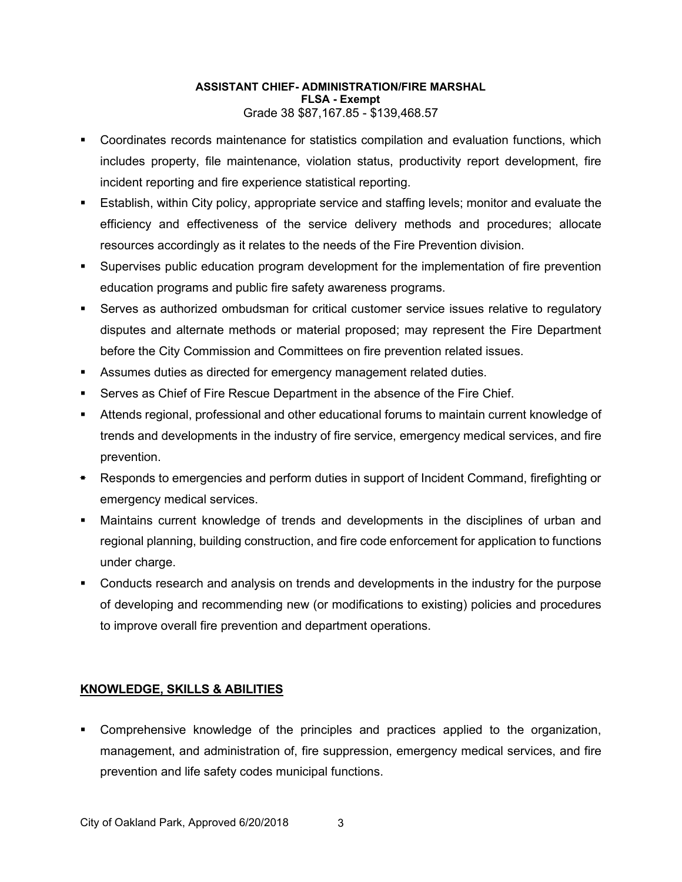**ASSISTANT CHIEF- ADMINISTRATION/FIRE MARSHAL**
**FLSA - Exempt**
Grade 38 $87,167.85 - $139,468.57

- Coordinates records maintenance for statistics compilation and evaluation functions, which includes property, file maintenance, violation status, productivity report development, fire incident reporting and fire experience statistical reporting.
- Establish, within City policy, appropriate service and staffing levels; monitor and evaluate the efficiency and effectiveness of the service delivery methods and procedures; allocate resources accordingly as it relates to the needs of the Fire Prevention division.
- Supervises public education program development for the implementation of fire prevention education programs and public fire safety awareness programs.
- Serves as authorized ombudsman for critical customer service issues relative to regulatory disputes and alternate methods or material proposed; may represent the Fire Department before the City Commission and Committees on fire prevention related issues.
- Assumes duties as directed for emergency management related duties.
- Serves as Chief of Fire Rescue Department in the absence of the Fire Chief.
- Attends regional, professional and other educational forums to maintain current knowledge of trends and developments in the industry of fire service, emergency medical services, and fire prevention.
- Responds to emergencies and perform duties in support of Incident Command, firefighting or emergency medical services.
- Maintains current knowledge of trends and developments in the disciplines of urban and regional planning, building construction, and fire code enforcement for application to functions under charge.
- Conducts research and analysis on trends and developments in the industry for the purpose of developing and recommending new (or modifications to existing) policies and procedures to improve overall fire prevention and department operations.

## KNOWLEDGE, SKILLS & ABILITIES

- Comprehensive knowledge of the principles and practices applied to the organization, management, and administration of, fire suppression, emergency medical services, and fire prevention and life safety codes municipal functions.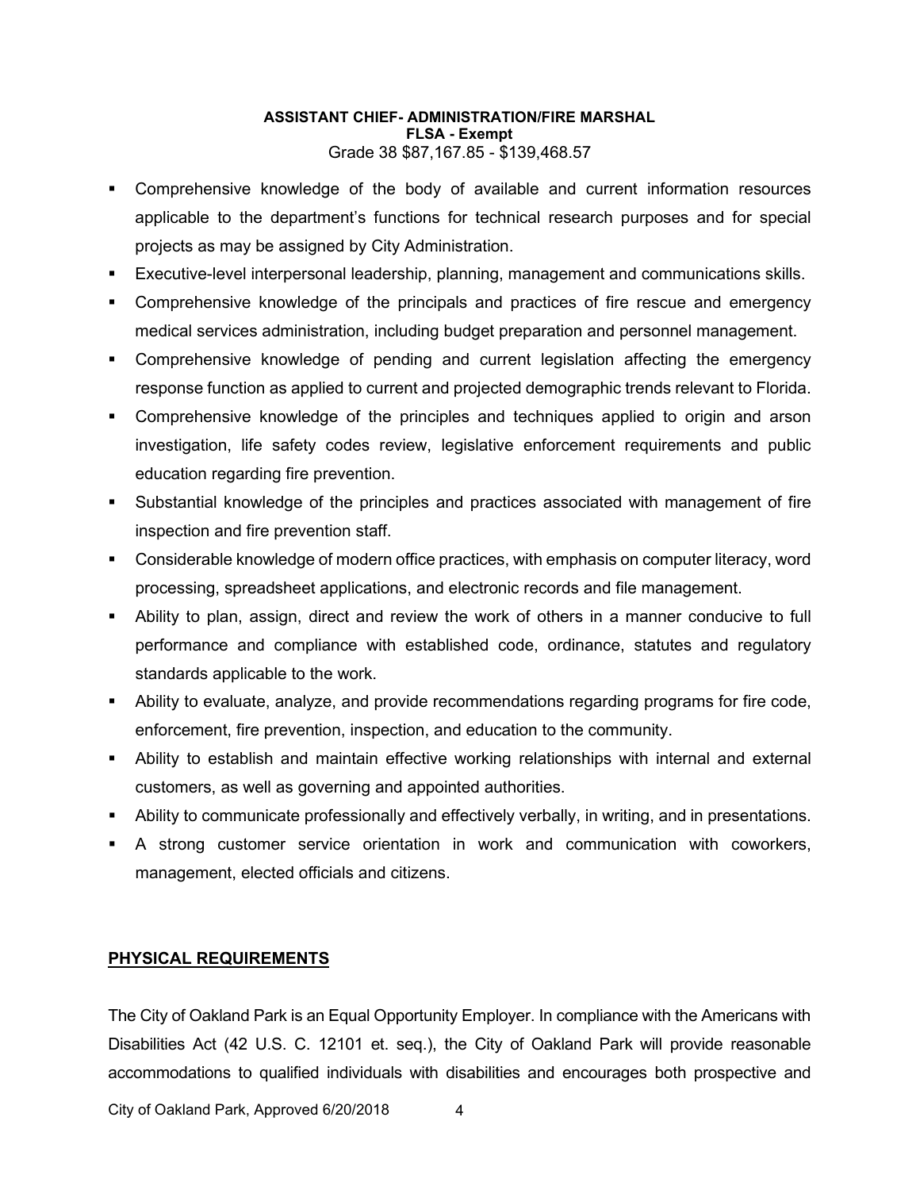**ASSISTANT CHIEF- ADMINISTRATION/FIRE MARSHAL**
**FLSA - Exempt**
Grade 38 $87,167.85 - $139,468.57

- Comprehensive knowledge of the body of available and current information resources applicable to the department's functions for technical research purposes and for special projects as may be assigned by City Administration.
- Executive-level interpersonal leadership, planning, management and communications skills.
- Comprehensive knowledge of the principals and practices of fire rescue and emergency medical services administration, including budget preparation and personnel management.
- Comprehensive knowledge of pending and current legislation affecting the emergency response function as applied to current and projected demographic trends relevant to Florida.
- Comprehensive knowledge of the principles and techniques applied to origin and arson investigation, life safety codes review, legislative enforcement requirements and public education regarding fire prevention.
- Substantial knowledge of the principles and practices associated with management of fire inspection and fire prevention staff.
- Considerable knowledge of modern office practices, with emphasis on computer literacy, word processing, spreadsheet applications, and electronic records and file management.
- Ability to plan, assign, direct and review the work of others in a manner conducive to full performance and compliance with established code, ordinance, statutes and regulatory standards applicable to the work.
- Ability to evaluate, analyze, and provide recommendations regarding programs for fire code, enforcement, fire prevention, inspection, and education to the community.
- Ability to establish and maintain effective working relationships with internal and external customers, as well as governing and appointed authorities.
- Ability to communicate professionally and effectively verbally, in writing, and in presentations.
- A strong customer service orientation in work and communication with coworkers, management, elected officials and citizens.

## PHYSICAL REQUIREMENTS

The City of Oakland Park is an Equal Opportunity Employer. In compliance with the Americans with Disabilities Act (42 U.S. C. 12101 et. seq.), the City of Oakland Park will provide reasonable accommodations to qualified individuals with disabilities and encourages both prospective and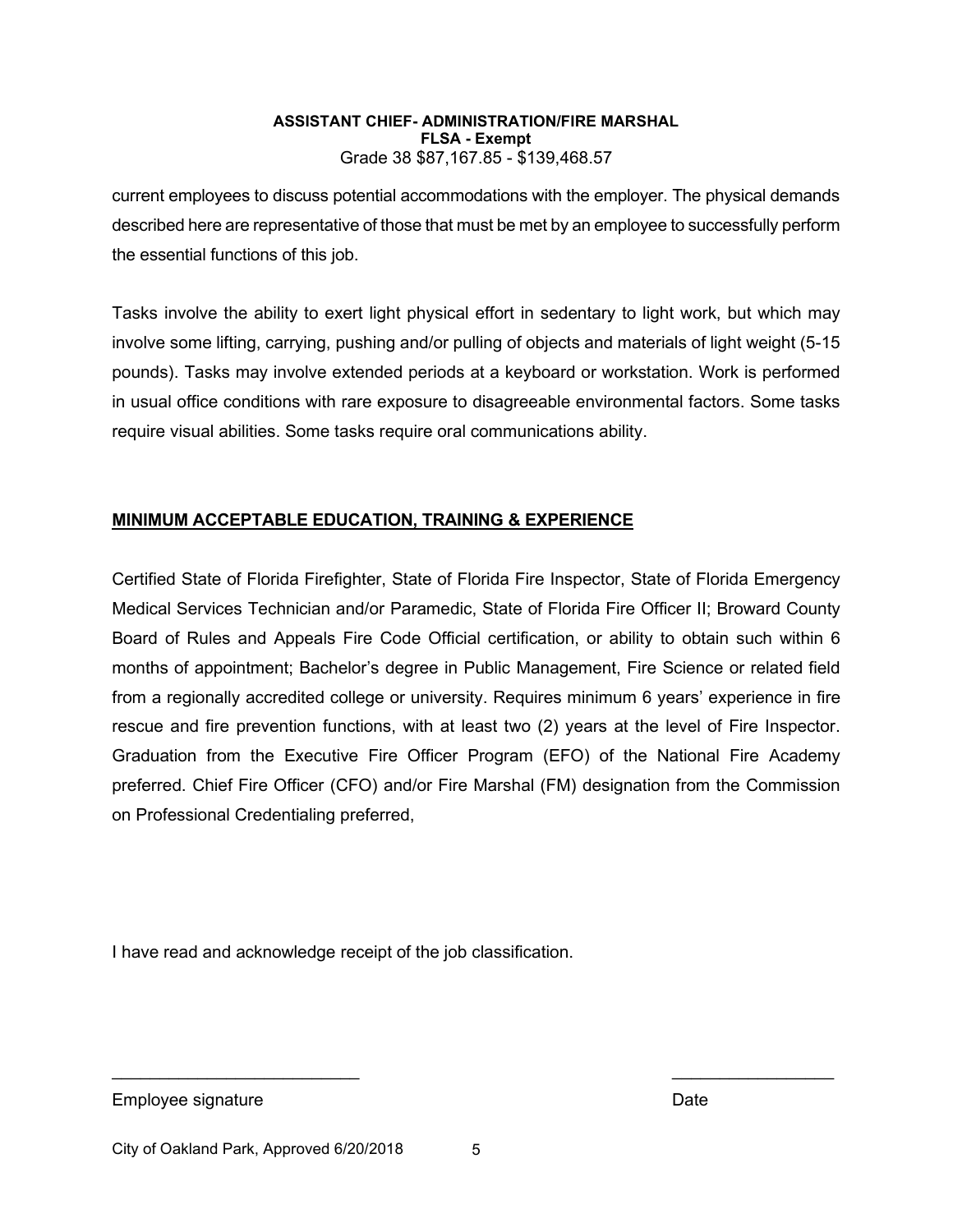current employees to discuss potential accommodations with the employer. The physical demands described here are representative of those that must be met by an employee to successfully perform the essential functions of this job.

Tasks involve the ability to exert light physical effort in sedentary to light work, but which may involve some lifting, carrying, pushing and/or pulling of objects and materials of light weight (5-15 pounds). Tasks may involve extended periods at a keyboard or workstation. Work is performed in usual office conditions with rare exposure to disagreeable environmental factors. Some tasks require visual abilities. Some tasks require oral communications ability.

## MINIMUM ACCEPTABLE EDUCATION, TRAINING & EXPERIENCE

Certified State of Florida Firefighter, State of Florida Fire Inspector, State of Florida Emergency Medical Services Technician and/or Paramedic, State of Florida Fire Officer II; Broward County Board of Rules and Appeals Fire Code Official certification, or ability to obtain such within 6 months of appointment; Bachelor's degree in Public Management, Fire Science or related field from a regionally accredited college or university. Requires minimum 6 years' experience in fire rescue and fire prevention functions, with at least two (2) years at the level of Fire Inspector. Graduation from the Executive Fire Officer Program (EFO) of the National Fire Academy preferred. Chief Fire Officer (CFO) and/or Fire Marshal (FM) designation from the Commission on Professional Credentialing preferred,

I have read and acknowledge receipt of the job classification.

___________________________ &nbsp;&nbsp;&nbsp;&nbsp;&nbsp;&nbsp;&nbsp;&nbsp;&nbsp;&nbsp; _________________

Employee signature &nbsp;&nbsp;&nbsp;&nbsp;&nbsp;&nbsp;&nbsp;&nbsp;&nbsp;&nbsp; Date